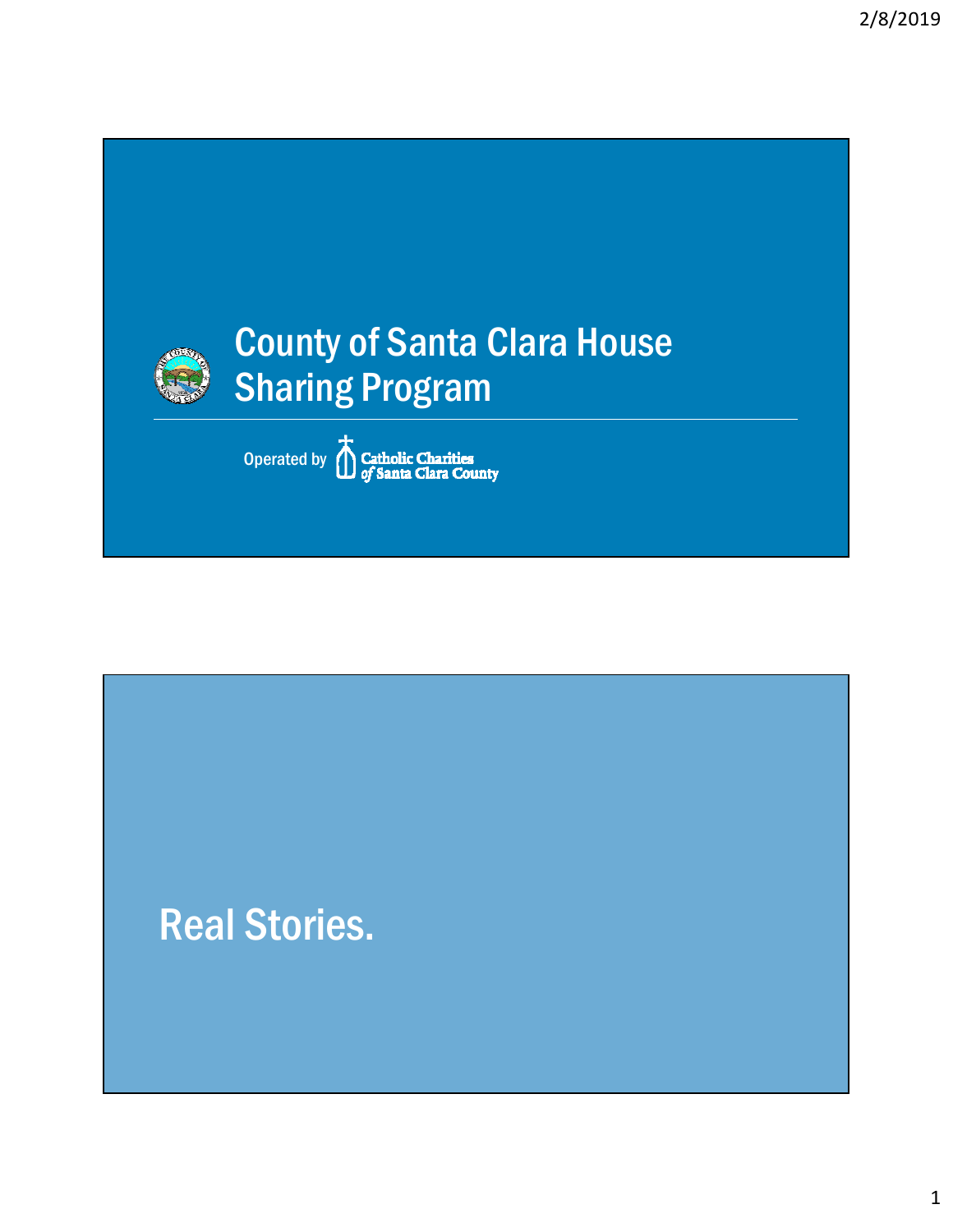# County of Santa Clara House Sharing Program

Operated by Catholic Charities of Santa Clara County

## Real Stories.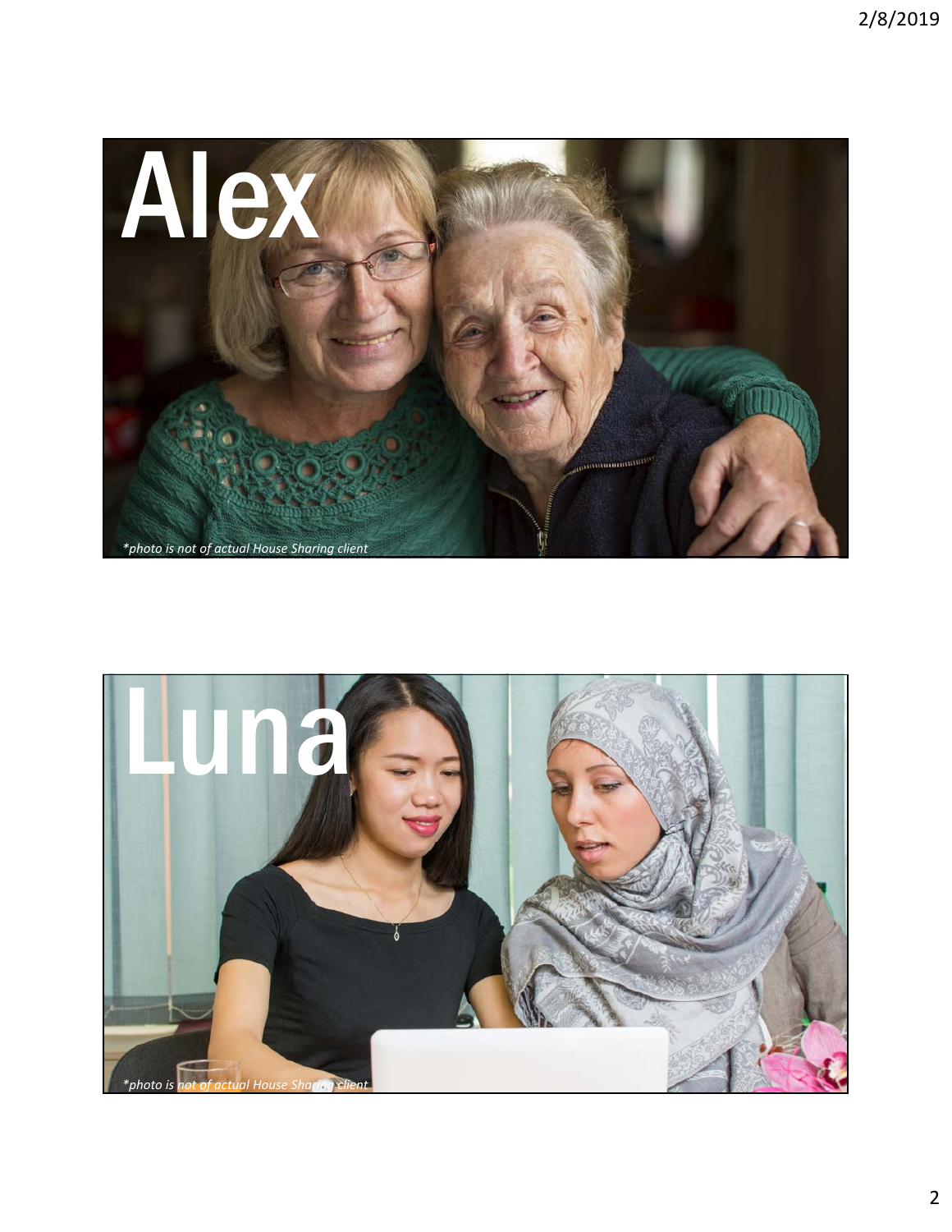# Alex

*\*photo is not of actual House Sharing client*

# Luna

*\*photo is not of actual House Sharing client*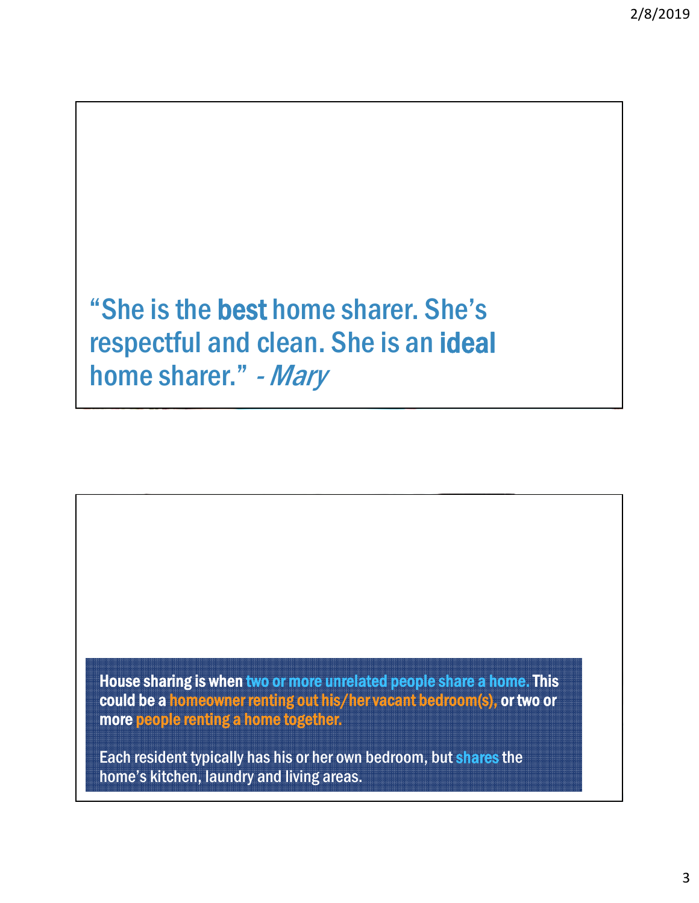"She is the best home sharer. She's respectful and clean. She is an ideal home sharer." - *Mary*

**House sharing is when two or more unrelated people share a home. This could be a homeowner renting out his/her vacant bedroom(s), or two or more people renting a home together.**

Each resident typically has his or her own bedroom, but shares the home's kitchen, laundry and living areas.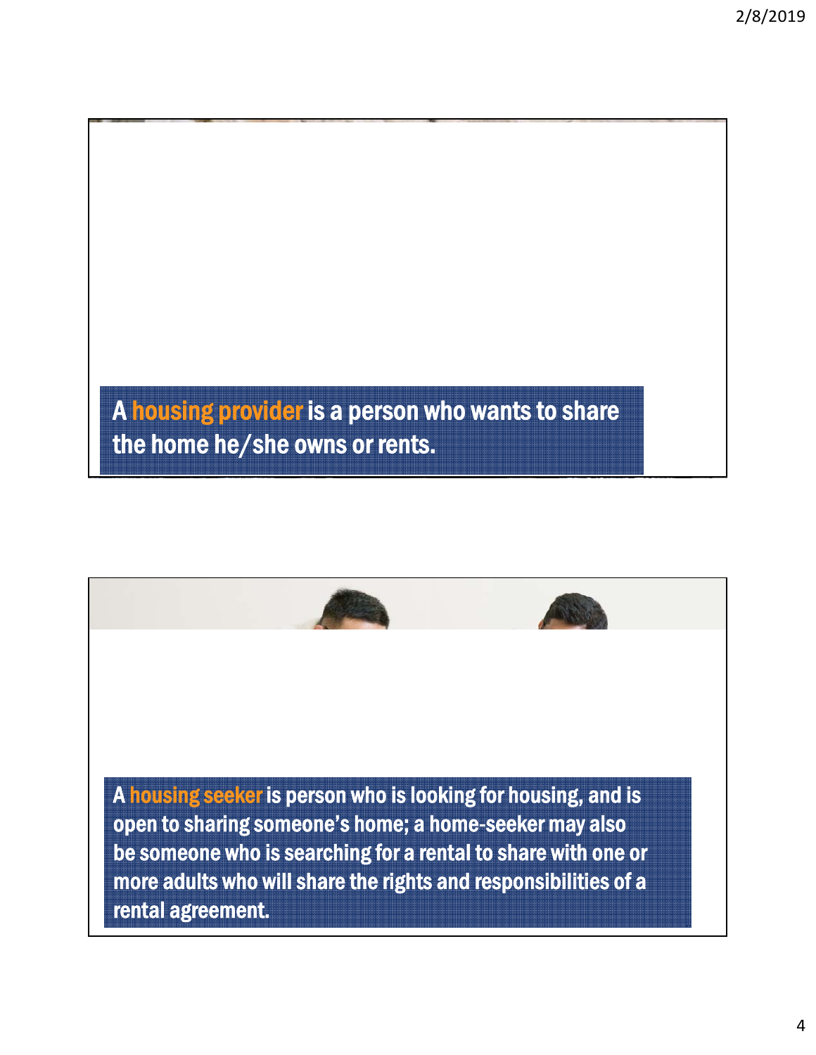A **housing provider** is a person who wants to share the home he/she owns or rents.

A **housing seeker** is person who is looking for housing, and is open to sharing someone's home; a home-seeker may also be someone who is searching for a rental to share with one or more adults who will share the rights and responsibilities of a rental agreement.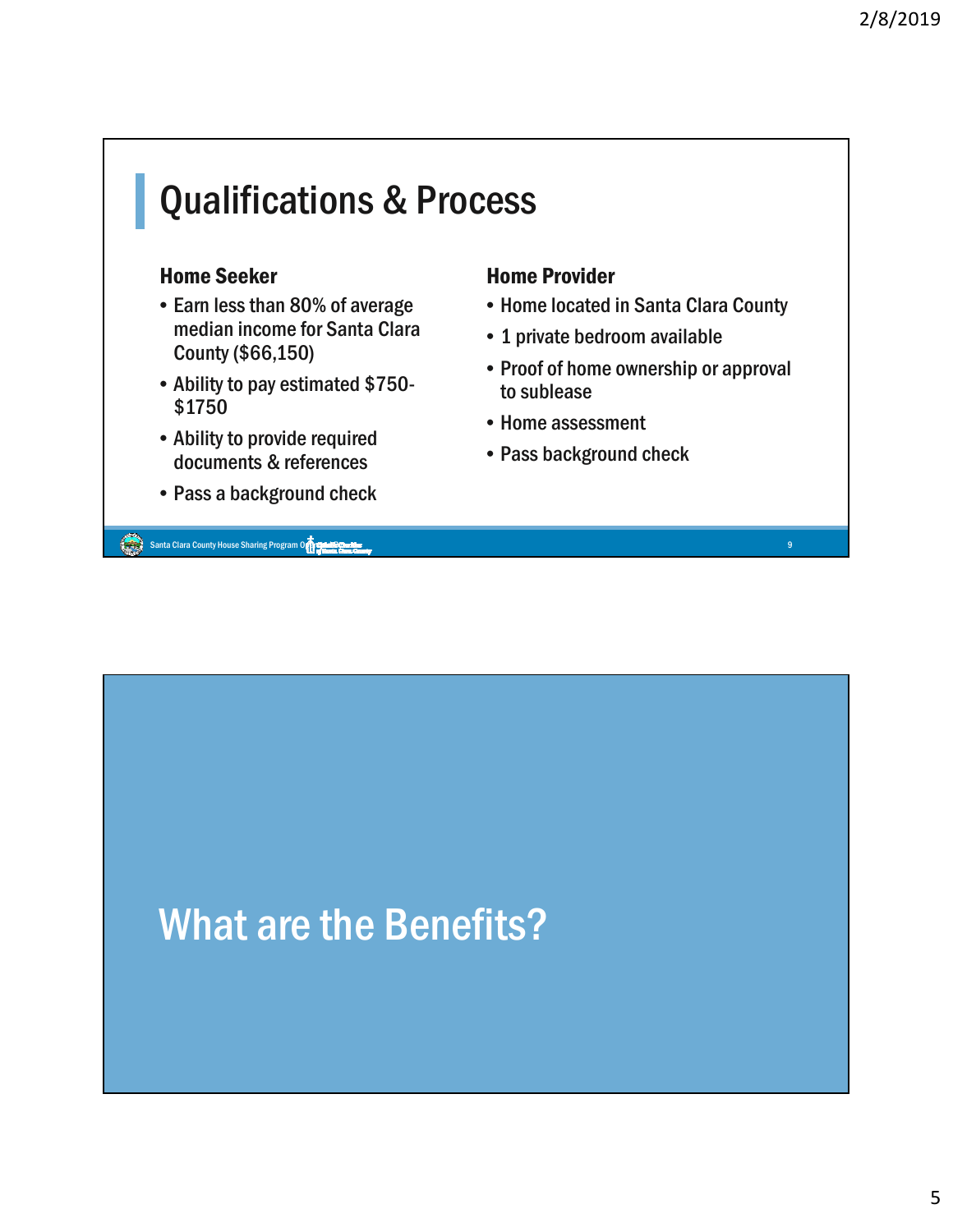# Qualifications & Process

### Home Seeker

- Earn less than 80% of average median income for Santa Clara County ($66,150)
- Ability to pay estimated $750-$1750
- Ability to provide required documents & references
- Pass a background check

### Home Provider

- Home located in Santa Clara County
- 1 private bedroom available
- Proof of home ownership or approval to sublease
- Home assessment
- Pass background check

# What are the Benefits?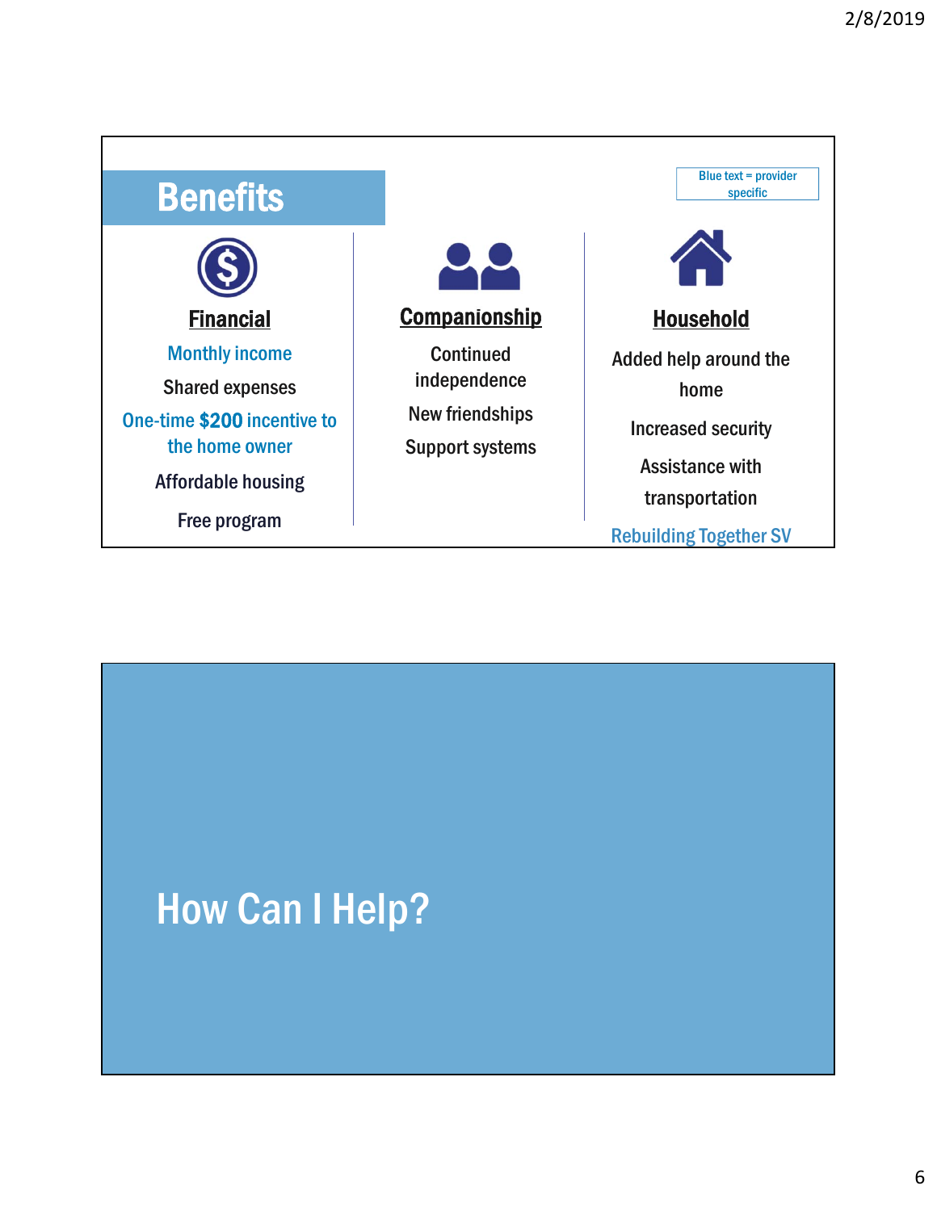## Benefits

Blue text = provider specific

### Financial

Monthly income

Shared expenses

One-time **$200** incentive to the home owner

Affordable housing

Free program

### Companionship

Continued independence

New friendships

Support systems

### Household

Added help around the home

Increased security

Assistance with transportation

Rebuilding Together SV

## How Can I Help?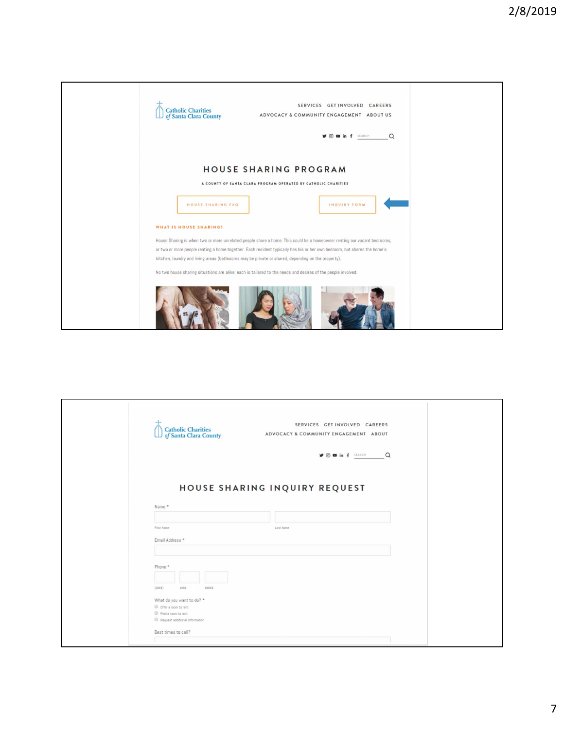Catholic Charities of Santa Clara County

SERVICES GET INVOLVED CAREERS
ADVOCACY & COMMUNITY ENGAGEMENT ABOUT US

# HOUSE SHARING PROGRAM

A COUNTY OF SANTA CLARA PROGRAM OPERATED BY CATHOLIC CHARITIES

HOUSE SHARING FAQ | INQUIRY FORM

**WHAT IS HOUSE SHARING?**

House Sharing is when two or more unrelated people share a home. This could be a homeowner renting our vacant bedrooms, or two or more people renting a home together. Each resident typically has his or her own bedroom, but shares the home's kitchen, laundry and living areas (bathrooms may be private or shared, depending on the property).

No two house sharing situations are alike; each is tailored to the needs and desires of the people involved.

---

Catholic Charities of Santa Clara County

SERVICES GET INVOLVED CAREERS
ADVOCACY & COMMUNITY ENGAGEMENT ABOUT

# HOUSE SHARING INQUIRY REQUEST

Name *

First Name | Last Name

Email Address *

Phone *

(###) ### ####

What do you want to do? *

- Offer a room to rent
- Find a room to rent
- Request additional information

Best times to call?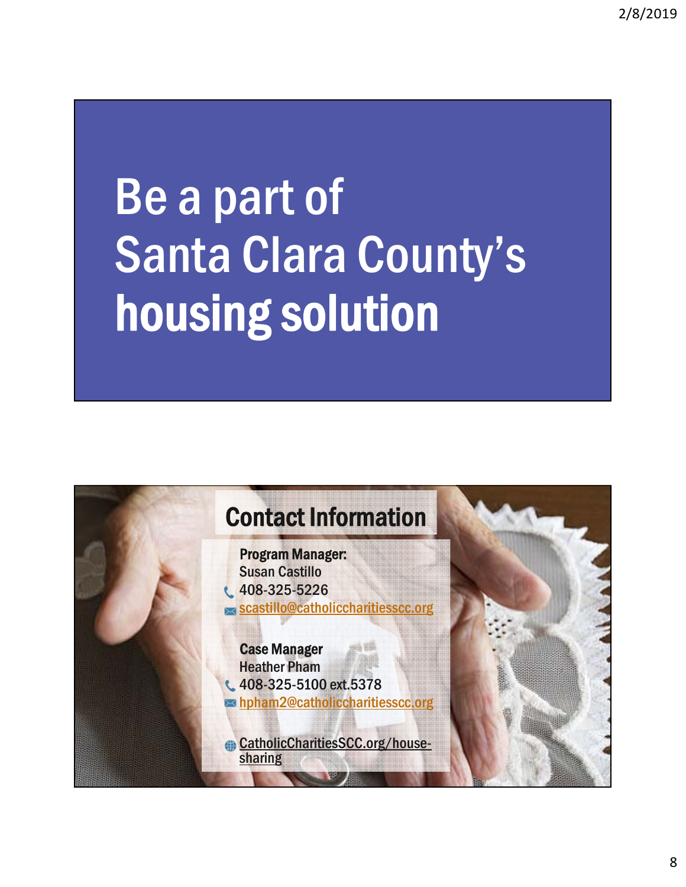# Be a part of Santa Clara County's housing solution

## Contact Information

**Program Manager:**
Susan Castillo
408-325-5226
scastillo@catholiccharitiesscc.org

**Case Manager**
Heather Pham
408-325-5100 ext.5378
hpham2@catholiccharitiesscc.org

CatholicCharitiesSCC.org/house-sharing